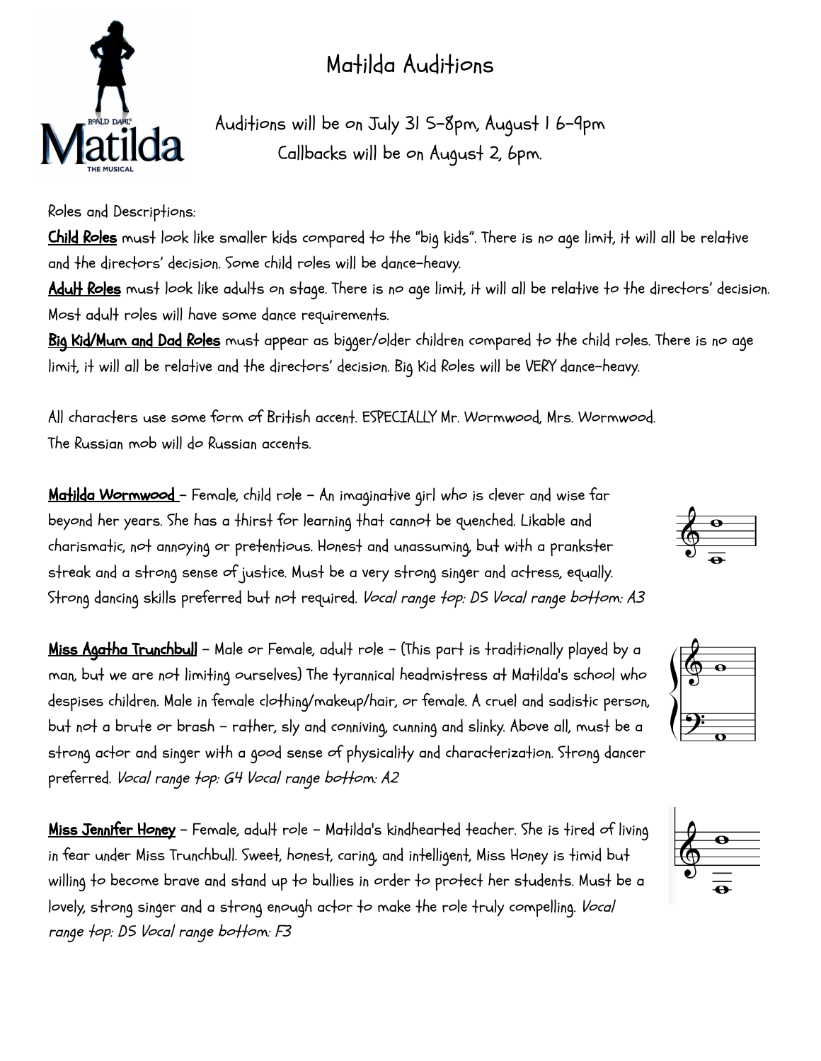# Matilda Auditions

Auditions will be on July 31 5-8pm, August 1 6-9pm

Callbacks will be on August 2, 6pm.

Roles and Descriptions:

**Child Roles** must look like smaller kids compared to the "big kids". There is no age limit, it will all be relative and the directors' decision. Some child roles will be dance-heavy.

**Adult Roles** must look like adults on stage. There is no age limit, it will all be relative to the directors' decision. Most adult roles will have some dance requirements.

**Big Kid/Mum and Dad Roles** must appear as bigger/older children compared to the child roles. There is no age limit, it will all be relative and the directors' decision. Big Kid Roles will be VERY dance-heavy.

All characters use some form of British accent. ESPECIALLY Mr. Wormwood, Mrs. Wormwood.
The Russian mob will do Russian accents.

**Matilda Wormwood** – Female, child role – An imaginative girl who is clever and wise far beyond her years. She has a thirst for learning that cannot be quenched. Likable and charismatic, not annoying or pretentious. Honest and unassuming, but with a prankster streak and a strong sense of justice. Must be a very strong singer and actress, equally. Strong dancing skills preferred but not required. *Vocal range top: D5 Vocal range bottom: A3*

**Miss Agatha Trunchbull** – Male or Female, adult role – (This part is traditionally played by a man, but we are not limiting ourselves) The tyrannical headmistress at Matilda's school who despises children. Male in female clothing/makeup/hair, or female. A cruel and sadistic person, but not a brute or brash – rather, sly and conniving, cunning and slinky. Above all, must be a strong actor and singer with a good sense of physicality and characterization. Strong dancer preferred. *Vocal range top: G4 Vocal range bottom: A2*

**Miss Jennifer Honey** – Female, adult role – Matilda's kindhearted teacher. She is tired of living in fear under Miss Trunchbull. Sweet, honest, caring, and intelligent, Miss Honey is timid but willing to become brave and stand up to bullies in order to protect her students. Must be a lovely, strong singer and a strong enough actor to make the role truly compelling. *Vocal range top: D5 Vocal range bottom: F3*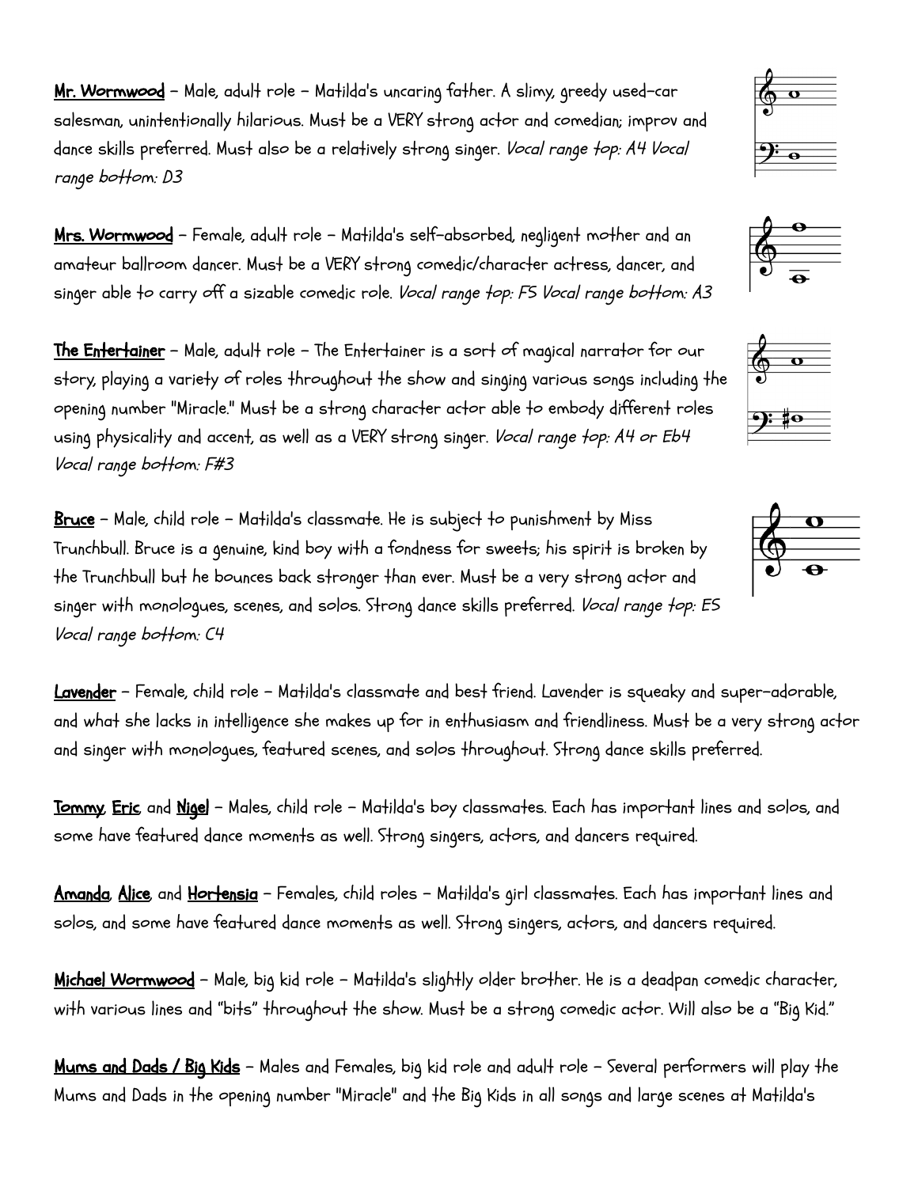**Mr. Wormwood** – Male, adult role – Matilda's uncaring father. A slimy, greedy used-car salesman, unintentionally hilarious. Must be a VERY strong actor and comedian; improv and dance skills preferred. Must also be a relatively strong singer. *Vocal range top: A4 Vocal range bottom: D3*

**Mrs. Wormwood** – Female, adult role – Matilda's self-absorbed, negligent mother and an amateur ballroom dancer. Must be a VERY strong comedic/character actress, dancer, and singer able to carry off a sizable comedic role. *Vocal range top: F5 Vocal range bottom: A3*

**The Entertainer** – Male, adult role – The Entertainer is a sort of magical narrator for our story, playing a variety of roles throughout the show and singing various songs including the opening number "Miracle." Must be a strong character actor able to embody different roles using physicality and accent, as well as a VERY strong singer. *Vocal range top: A4 or Eb4 Vocal range bottom: F#3*

**Bruce** – Male, child role – Matilda's classmate. He is subject to punishment by Miss Trunchbull. Bruce is a genuine, kind boy with a fondness for sweets; his spirit is broken by the Trunchbull but he bounces back stronger than ever. Must be a very strong actor and singer with monologues, scenes, and solos. Strong dance skills preferred. *Vocal range top: E5 Vocal range bottom: C4*

**Lavender** – Female, child role – Matilda's classmate and best friend. Lavender is squeaky and super-adorable, and what she lacks in intelligence she makes up for in enthusiasm and friendliness. Must be a very strong actor and singer with monologues, featured scenes, and solos throughout. Strong dance skills preferred.

**Tommy**, **Eric**, and **Nigel** – Males, child role – Matilda's boy classmates. Each has important lines and solos, and some have featured dance moments as well. Strong singers, actors, and dancers required.

**Amanda**, **Alice**, and **Hortensia** – Females, child roles – Matilda's girl classmates. Each has important lines and solos, and some have featured dance moments as well. Strong singers, actors, and dancers required.

**Michael Wormwood** – Male, big kid role – Matilda's slightly older brother. He is a deadpan comedic character, with various lines and "bits" throughout the show. Must be a strong comedic actor. Will also be a "Big Kid."

**Mums and Dads / Big Kids** – Males and Females, big kid role and adult role – Several performers will play the Mums and Dads in the opening number "Miracle" and the Big Kids in all songs and large scenes at Matilda's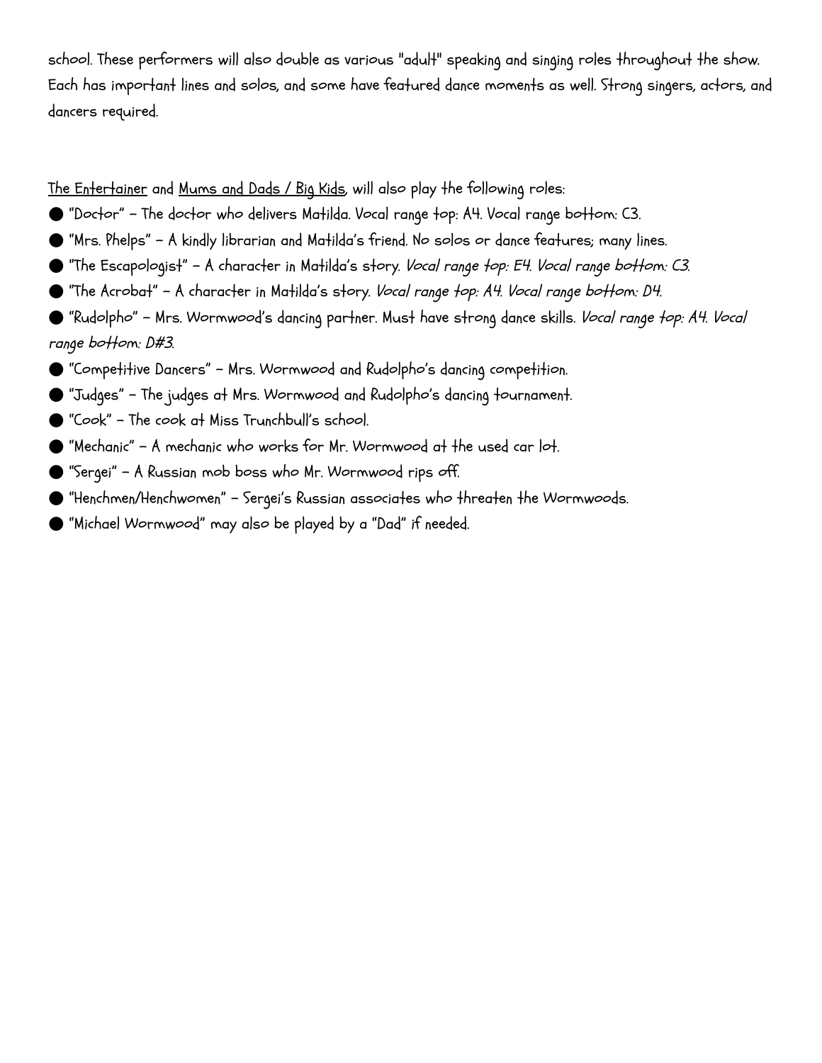school. These performers will also double as various "adult" speaking and singing roles throughout the show. Each has important lines and solos, and some have featured dance moments as well. Strong singers, actors, and dancers required.

<u>The Entertainer</u> and <u>Mums and Dads / Big Kids</u>, will also play the following roles:

- "Doctor" – The doctor who delivers Matilda. Vocal range top: A4. Vocal range bottom: C3.
- "Mrs. Phelps" – A kindly librarian and Matilda's friend. No solos or dance features; many lines.
- "The Escapologist" – A character in Matilda's story. *Vocal range top: E4. Vocal range bottom: C3.*
- "The Acrobat" – A character in Matilda's story. *Vocal range top: A4. Vocal range bottom: D4.*
- "Rudolpho" – Mrs. Wormwood's dancing partner. Must have strong dance skills. *Vocal range top: A4. Vocal range bottom: D#3.*
- "Competitive Dancers" – Mrs. Wormwood and Rudolpho's dancing competition.
- "Judges" – The judges at Mrs. Wormwood and Rudolpho's dancing tournament.
- "Cook" – The cook at Miss Trunchbull's school.
- "Mechanic" – A mechanic who works for Mr. Wormwood at the used car lot.
- "Sergei" – A Russian mob boss who Mr. Wormwood rips off.
- "Henchmen/Henchwomen" – Sergei's Russian associates who threaten the Wormwoods.
- "Michael Wormwood" may also be played by a "Dad" if needed.